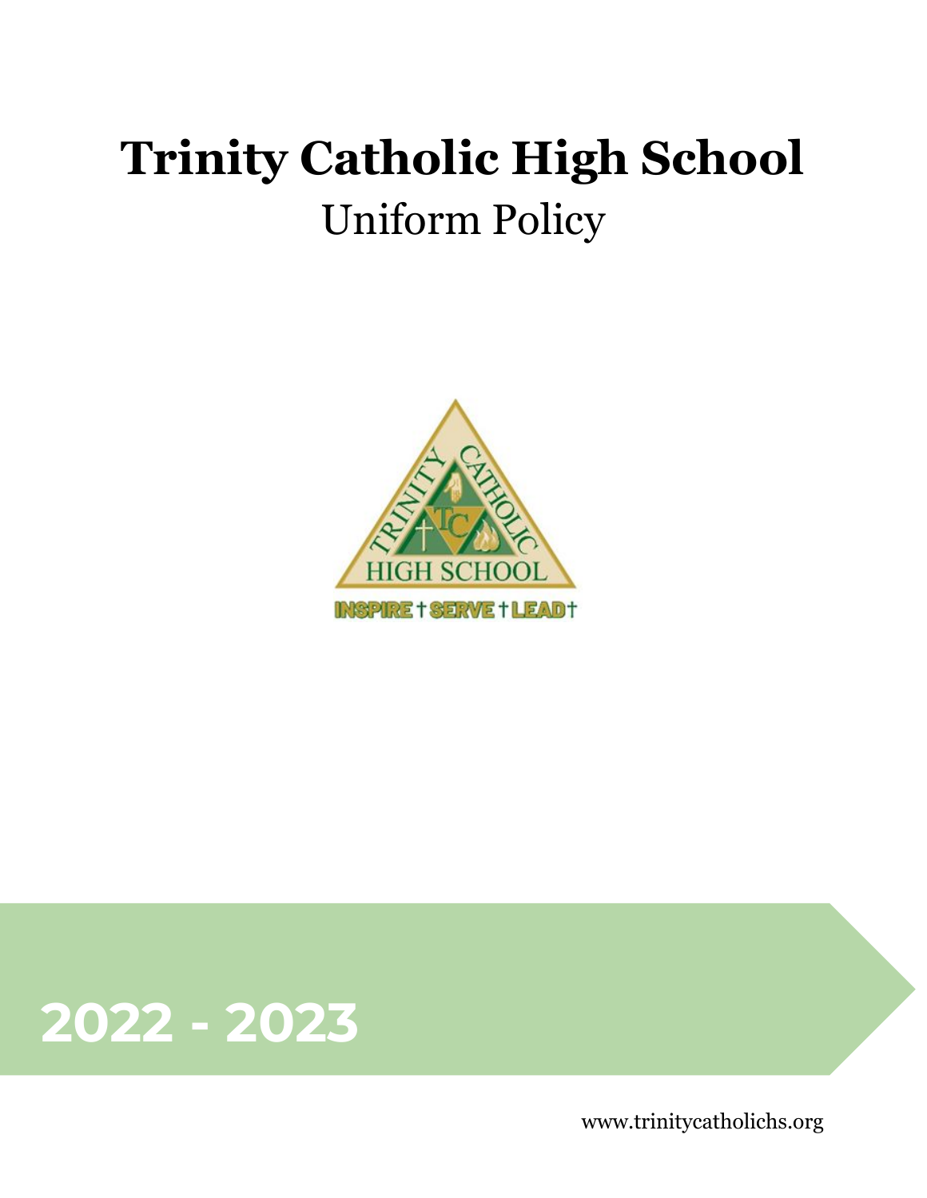# Trinity Catholic High School

## Uniform Policy

2022 - 2023

www.trinitycatholichs.org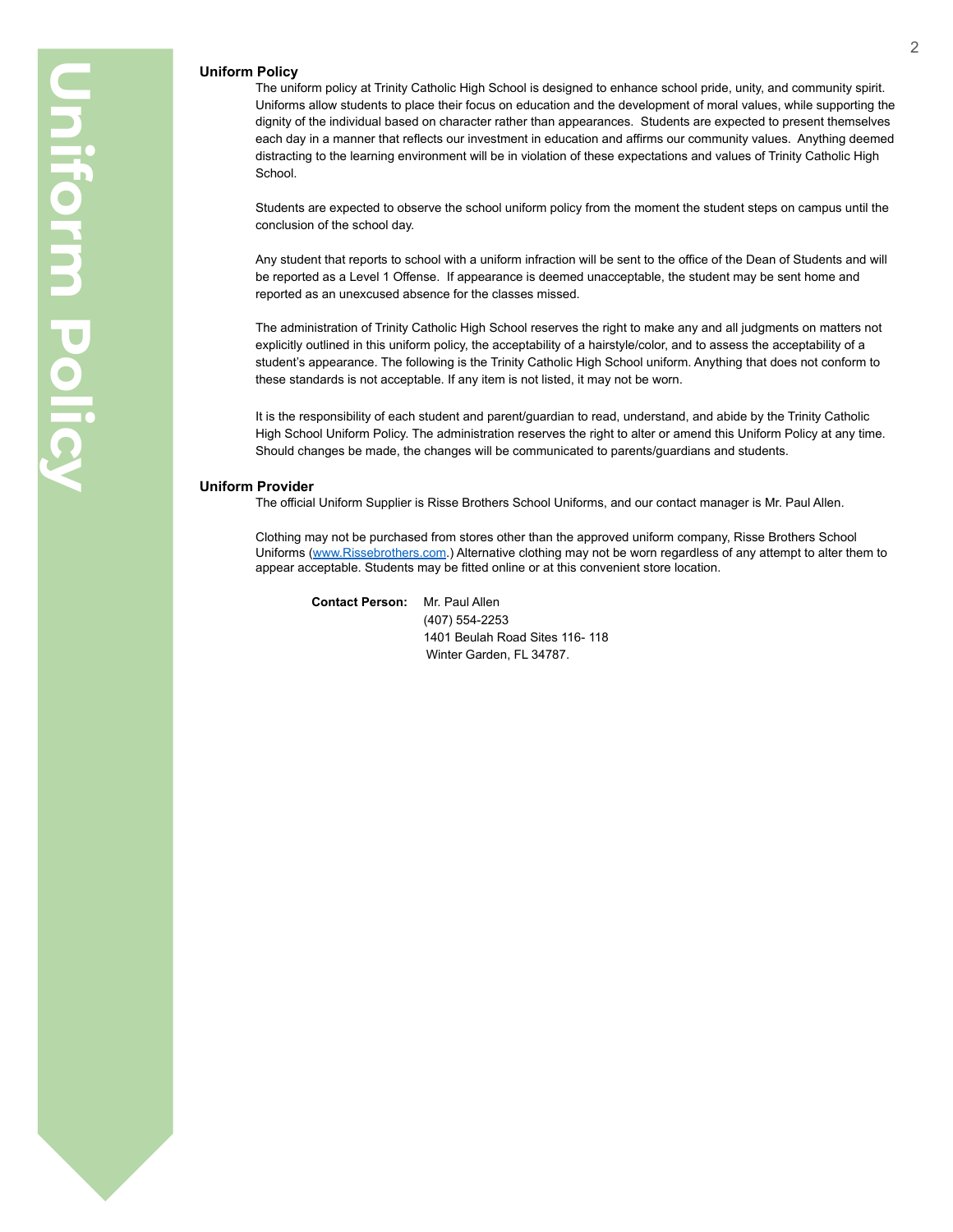## Uniform Policy

The uniform policy at Trinity Catholic High School is designed to enhance school pride, unity, and community spirit. Uniforms allow students to place their focus on education and the development of moral values, while supporting the dignity of the individual based on character rather than appearances. Students are expected to present themselves each day in a manner that reflects our investment in education and affirms our community values. Anything deemed distracting to the learning environment will be in violation of these expectations and values of Trinity Catholic High School.

Students are expected to observe the school uniform policy from the moment the student steps on campus until the conclusion of the school day.

Any student that reports to school with a uniform infraction will be sent to the office of the Dean of Students and will be reported as a Level 1 Offense. If appearance is deemed unacceptable, the student may be sent home and reported as an unexcused absence for the classes missed.

The administration of Trinity Catholic High School reserves the right to make any and all judgments on matters not explicitly outlined in this uniform policy, the acceptability of a hairstyle/color, and to assess the acceptability of a student's appearance. The following is the Trinity Catholic High School uniform. Anything that does not conform to these standards is not acceptable. If any item is not listed, it may not be worn.

It is the responsibility of each student and parent/guardian to read, understand, and abide by the Trinity Catholic High School Uniform Policy. The administration reserves the right to alter or amend this Uniform Policy at any time. Should changes be made, the changes will be communicated to parents/guardians and students.

## Uniform Provider

The official Uniform Supplier is Risse Brothers School Uniforms, and our contact manager is Mr. Paul Allen.

Clothing may not be purchased from stores other than the approved uniform company, Risse Brothers School Uniforms ([www.Rissebrothers.com](http://www.Rissebrothers.com).) Alternative clothing may not be worn regardless of any attempt to alter them to appear acceptable. Students may be fitted online or at this convenient store location.

**Contact Person:** Mr. Paul Allen
(407) 554-2253
1401 Beulah Road Sites 116- 118
Winter Garden, FL 34787.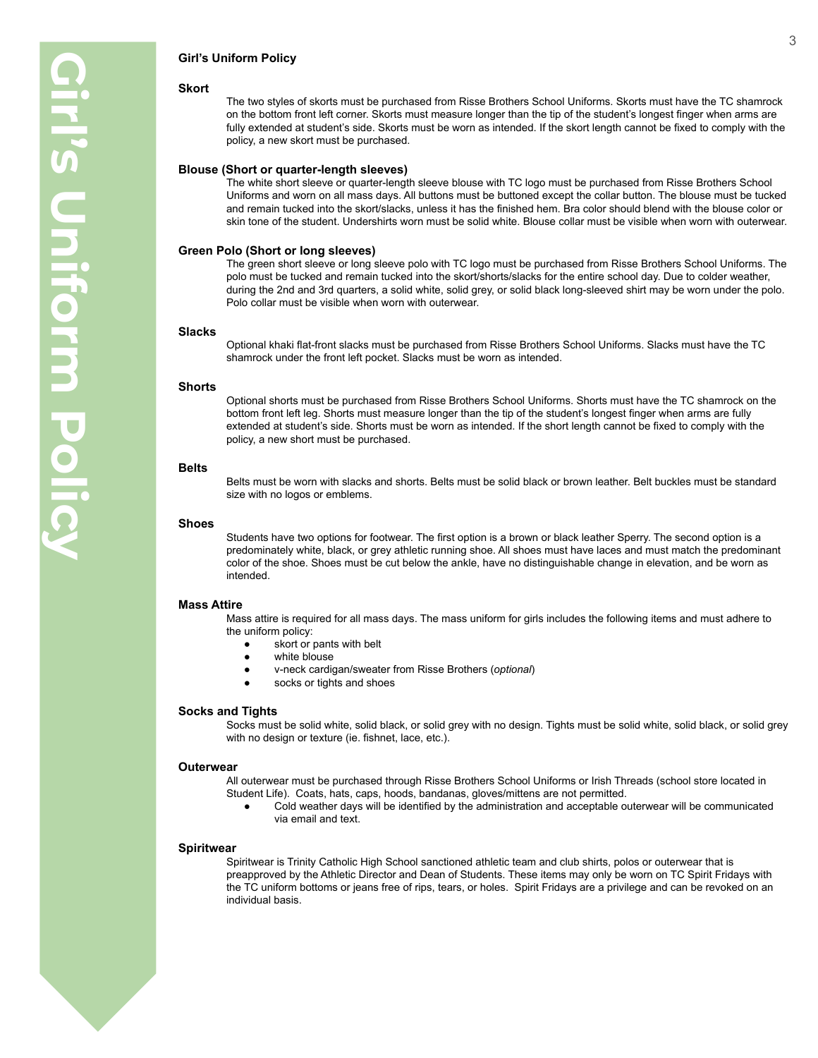# Girl's Uniform Policy

### Skort

The two styles of skorts must be purchased from Risse Brothers School Uniforms. Skorts must have the TC shamrock on the bottom front left corner. Skorts must measure longer than the tip of the student's longest finger when arms are fully extended at student's side. Skorts must be worn as intended. If the skort length cannot be fixed to comply with the policy, a new skort must be purchased.

### Blouse (Short or quarter-length sleeves)

The white short sleeve or quarter-length sleeve blouse with TC logo must be purchased from Risse Brothers School Uniforms and worn on all mass days. All buttons must be buttoned except the collar button. The blouse must be tucked and remain tucked into the skort/slacks, unless it has the finished hem. Bra color should blend with the blouse color or skin tone of the student. Undershirts worn must be solid white. Blouse collar must be visible when worn with outerwear.

### Green Polo (Short or long sleeves)

The green short sleeve or long sleeve polo with TC logo must be purchased from Risse Brothers School Uniforms. The polo must be tucked and remain tucked into the skort/shorts/slacks for the entire school day. Due to colder weather, during the 2nd and 3rd quarters, a solid white, solid grey, or solid black long-sleeved shirt may be worn under the polo. Polo collar must be visible when worn with outerwear.

### Slacks

Optional khaki flat-front slacks must be purchased from Risse Brothers School Uniforms. Slacks must have the TC shamrock under the front left pocket. Slacks must be worn as intended.

### Shorts

Optional shorts must be purchased from Risse Brothers School Uniforms. Shorts must have the TC shamrock on the bottom front left leg. Shorts must measure longer than the tip of the student's longest finger when arms are fully extended at student's side. Shorts must be worn as intended. If the short length cannot be fixed to comply with the policy, a new short must be purchased.

### Belts

Belts must be worn with slacks and shorts. Belts must be solid black or brown leather. Belt buckles must be standard size with no logos or emblems.

### Shoes

Students have two options for footwear. The first option is a brown or black leather Sperry. The second option is a predominately white, black, or grey athletic running shoe. All shoes must have laces and must match the predominant color of the shoe. Shoes must be cut below the ankle, have no distinguishable change in elevation, and be worn as intended.

### Mass Attire

Mass attire is required for all mass days. The mass uniform for girls includes the following items and must adhere to the uniform policy:

- skort or pants with belt
- white blouse
- v-neck cardigan/sweater from Risse Brothers (*optional*)
- socks or tights and shoes

### Socks and Tights

Socks must be solid white, solid black, or solid grey with no design. Tights must be solid white, solid black, or solid grey with no design or texture (ie. fishnet, lace, etc.).

### Outerwear

All outerwear must be purchased through Risse Brothers School Uniforms or Irish Threads (school store located in Student Life). Coats, hats, caps, hoods, bandanas, gloves/mittens are not permitted.

- Cold weather days will be identified by the administration and acceptable outerwear will be communicated via email and text.

### Spiritwear

Spiritwear is Trinity Catholic High School sanctioned athletic team and club shirts, polos or outerwear that is preapproved by the Athletic Director and Dean of Students. These items may only be worn on TC Spirit Fridays with the TC uniform bottoms or jeans free of rips, tears, or holes. Spirit Fridays are a privilege and can be revoked on an individual basis.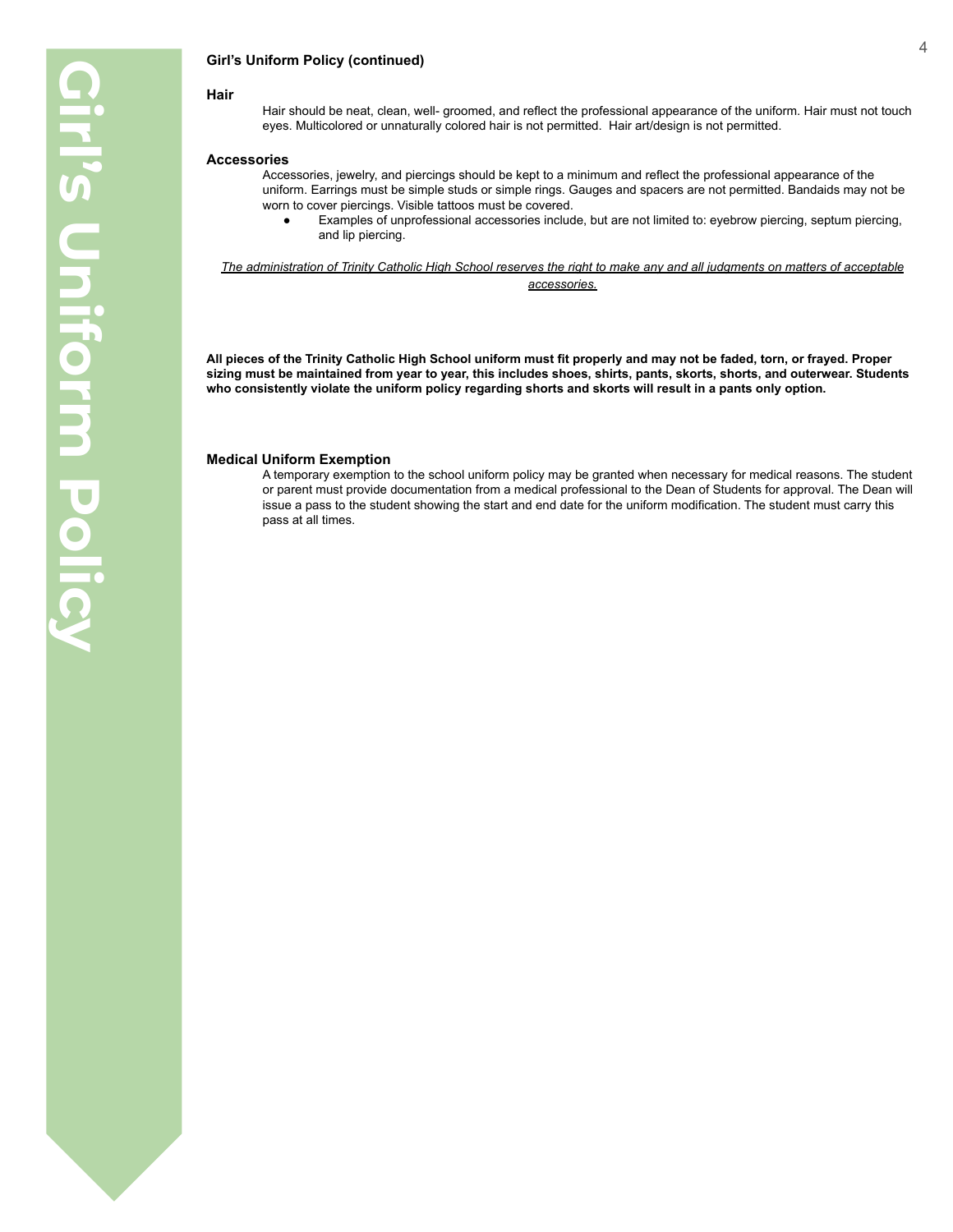## Girl's Uniform Policy (continued)

### Hair

Hair should be neat, clean, well- groomed, and reflect the professional appearance of the uniform. Hair must not touch eyes. Multicolored or unnaturally colored hair is not permitted. Hair art/design is not permitted.

### Accessories

Accessories, jewelry, and piercings should be kept to a minimum and reflect the professional appearance of the uniform. Earrings must be simple studs or simple rings. Gauges and spacers are not permitted. Bandaids may not be worn to cover piercings. Visible tattoos must be covered.

- Examples of unprofessional accessories include, but are not limited to: eyebrow piercing, septum piercing, and lip piercing.

*The administration of Trinity Catholic High School reserves the right to make any and all judgments on matters of acceptable accessories.*

**All pieces of the Trinity Catholic High School uniform must fit properly and may not be faded, torn, or frayed. Proper sizing must be maintained from year to year, this includes shoes, shirts, pants, skorts, shorts, and outerwear. Students who consistently violate the uniform policy regarding shorts and skorts will result in a pants only option.**

### Medical Uniform Exemption

A temporary exemption to the school uniform policy may be granted when necessary for medical reasons. The student or parent must provide documentation from a medical professional to the Dean of Students for approval. The Dean will issue a pass to the student showing the start and end date for the uniform modification. The student must carry this pass at all times.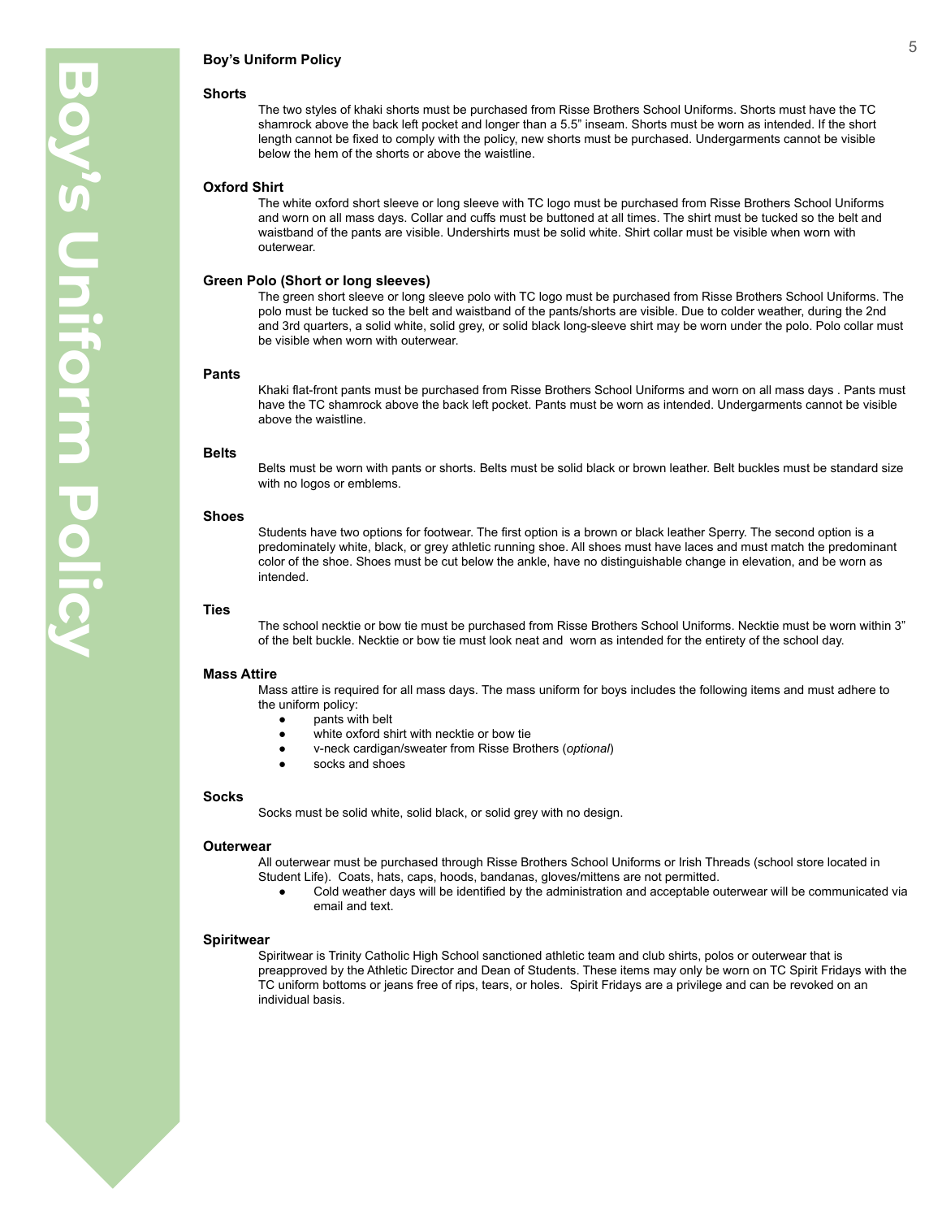## Boy's Uniform Policy

### Shorts

The two styles of khaki shorts must be purchased from Risse Brothers School Uniforms. Shorts must have the TC shamrock above the back left pocket and longer than a 5.5" inseam. Shorts must be worn as intended. If the short length cannot be fixed to comply with the policy, new shorts must be purchased. Undergarments cannot be visible below the hem of the shorts or above the waistline.

### Oxford Shirt

The white oxford short sleeve or long sleeve with TC logo must be purchased from Risse Brothers School Uniforms and worn on all mass days. Collar and cuffs must be buttoned at all times. The shirt must be tucked so the belt and waistband of the pants are visible. Undershirts must be solid white. Shirt collar must be visible when worn with outerwear.

### Green Polo (Short or long sleeves)

The green short sleeve or long sleeve polo with TC logo must be purchased from Risse Brothers School Uniforms. The polo must be tucked so the belt and waistband of the pants/shorts are visible. Due to colder weather, during the 2nd and 3rd quarters, a solid white, solid grey, or solid black long-sleeve shirt may be worn under the polo. Polo collar must be visible when worn with outerwear.

### Pants

Khaki flat-front pants must be purchased from Risse Brothers School Uniforms and worn on all mass days . Pants must have the TC shamrock above the back left pocket. Pants must be worn as intended. Undergarments cannot be visible above the waistline.

### Belts

Belts must be worn with pants or shorts. Belts must be solid black or brown leather. Belt buckles must be standard size with no logos or emblems.

### Shoes

Students have two options for footwear. The first option is a brown or black leather Sperry. The second option is a predominately white, black, or grey athletic running shoe. All shoes must have laces and must match the predominant color of the shoe. Shoes must be cut below the ankle, have no distinguishable change in elevation, and be worn as intended.

### Ties

The school necktie or bow tie must be purchased from Risse Brothers School Uniforms. Necktie must be worn within 3" of the belt buckle. Necktie or bow tie must look neat and worn as intended for the entirety of the school day.

### Mass Attire

Mass attire is required for all mass days. The mass uniform for boys includes the following items and must adhere to the uniform policy:

- pants with belt
- white oxford shirt with necktie or bow tie
- v-neck cardigan/sweater from Risse Brothers (*optional*)
- socks and shoes

### Socks

Socks must be solid white, solid black, or solid grey with no design.

### Outerwear

All outerwear must be purchased through Risse Brothers School Uniforms or Irish Threads (school store located in Student Life). Coats, hats, caps, hoods, bandanas, gloves/mittens are not permitted.

- Cold weather days will be identified by the administration and acceptable outerwear will be communicated via email and text.

### Spiritwear

Spiritwear is Trinity Catholic High School sanctioned athletic team and club shirts, polos or outerwear that is preapproved by the Athletic Director and Dean of Students. These items may only be worn on TC Spirit Fridays with the TC uniform bottoms or jeans free of rips, tears, or holes. Spirit Fridays are a privilege and can be revoked on an individual basis.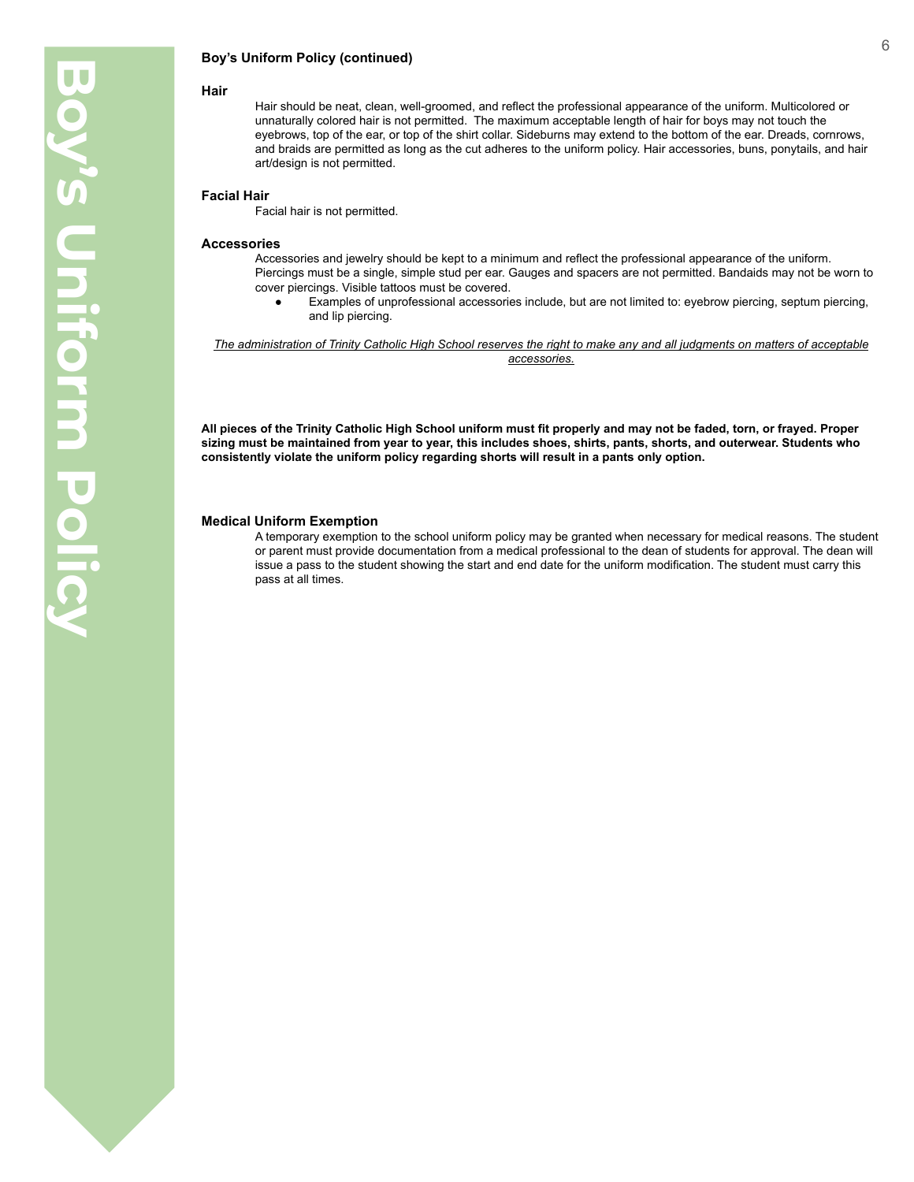**Boy's Uniform Policy (continued)**

### Hair

Hair should be neat, clean, well-groomed, and reflect the professional appearance of the uniform. Multicolored or unnaturally colored hair is not permitted. The maximum acceptable length of hair for boys may not touch the eyebrows, top of the ear, or top of the shirt collar. Sideburns may extend to the bottom of the ear. Dreads, cornrows, and braids are permitted as long as the cut adheres to the uniform policy. Hair accessories, buns, ponytails, and hair art/design is not permitted.

### Facial Hair

Facial hair is not permitted.

### Accessories

Accessories and jewelry should be kept to a minimum and reflect the professional appearance of the uniform. Piercings must be a single, simple stud per ear. Gauges and spacers are not permitted. Bandaids may not be worn to cover piercings. Visible tattoos must be covered.

- Examples of unprofessional accessories include, but are not limited to: eyebrow piercing, septum piercing, and lip piercing.

*The administration of Trinity Catholic High School reserves the right to make any and all judgments on matters of acceptable accessories.*

**All pieces of the Trinity Catholic High School uniform must fit properly and may not be faded, torn, or frayed. Proper sizing must be maintained from year to year, this includes shoes, shirts, pants, shorts, and outerwear. Students who consistently violate the uniform policy regarding shorts will result in a pants only option.**

### Medical Uniform Exemption

A temporary exemption to the school uniform policy may be granted when necessary for medical reasons. The student or parent must provide documentation from a medical professional to the dean of students for approval. The dean will issue a pass to the student showing the start and end date for the uniform modification. The student must carry this pass at all times.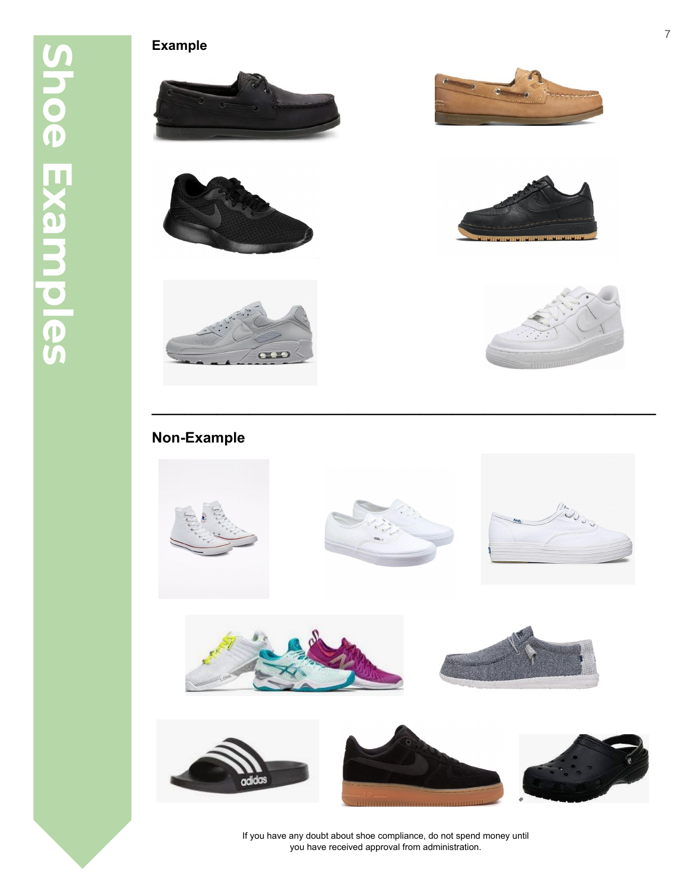# Shoe Examples

## Example

---

## Non-Example

If you have any doubt about shoe compliance, do not spend money until you have received approval from administration.